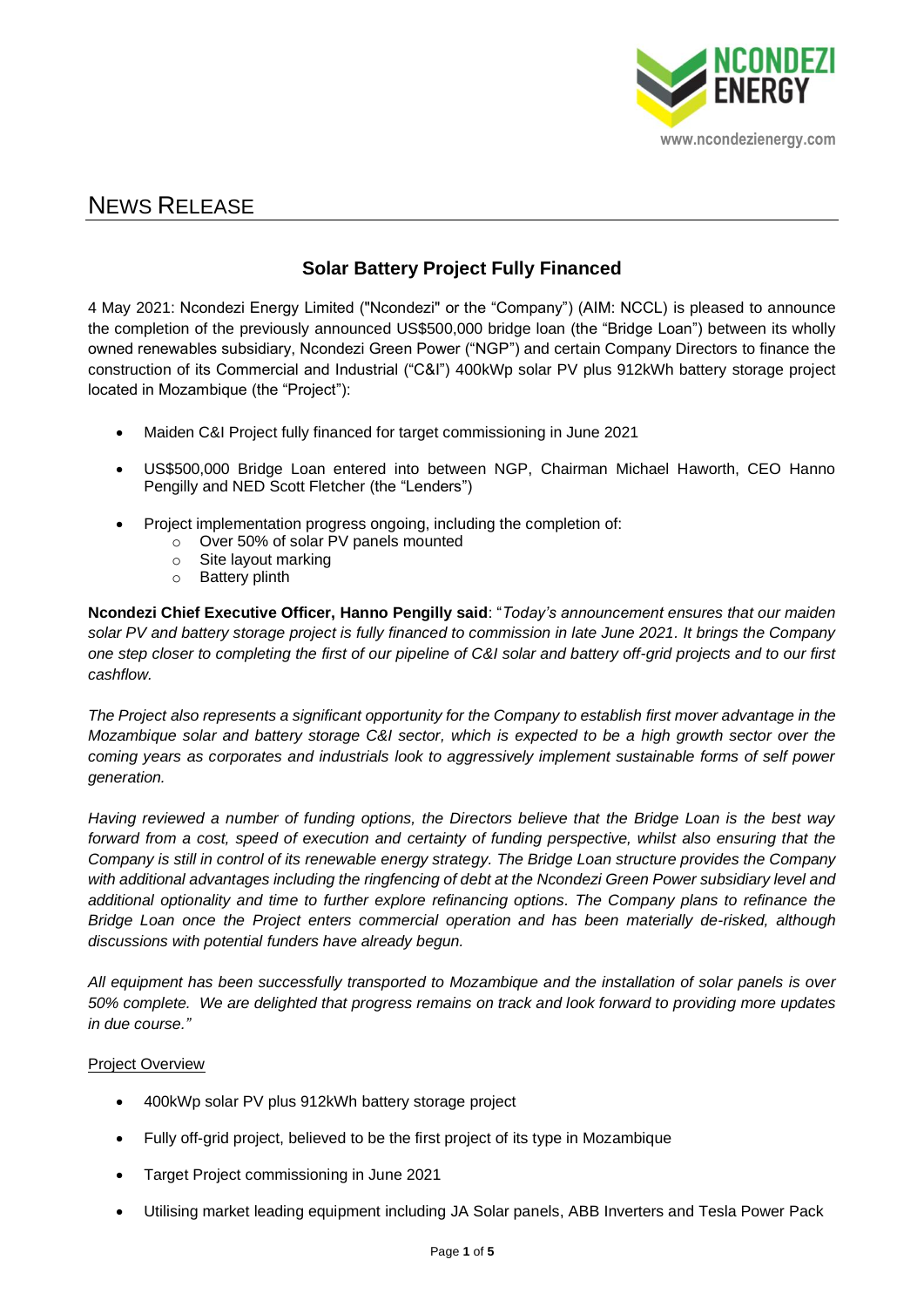# NEWS RELEASE

## Solar Battery Project Fully Financed

4 May 2021: Ncondezi Energy Limited ("Ncondezi" or the "Company") (AIM: NCCL) is pleased to announce the completion of the previously announced US$500,000 bridge loan (the "Bridge Loan") between its wholly owned renewables subsidiary, Ncondezi Green Power ("NGP") and certain Company Directors to finance the construction of its Commercial and Industrial ("C&I") 400kWp solar PV plus 912kWh battery storage project located in Mozambique (the "Project"):

- Maiden C&I Project fully financed for target commissioning in June 2021
- US$500,000 Bridge Loan entered into between NGP, Chairman Michael Haworth, CEO Hanno Pengilly and NED Scott Fletcher (the "Lenders")
- Project implementation progress ongoing, including the completion of:
  - Over 50% of solar PV panels mounted
  - Site layout marking
  - Battery plinth

**Ncondezi Chief Executive Officer, Hanno Pengilly said**: "*Today's announcement ensures that our maiden solar PV and battery storage project is fully financed to commission in late June 2021. It brings the Company one step closer to completing the first of our pipeline of C&I solar and battery off-grid projects and to our first cashflow.*

*The Project also represents a significant opportunity for the Company to establish first mover advantage in the Mozambique solar and battery storage C&I sector, which is expected to be a high growth sector over the coming years as corporates and industrials look to aggressively implement sustainable forms of self power generation.*

*Having reviewed a number of funding options, the Directors believe that the Bridge Loan is the best way forward from a cost, speed of execution and certainty of funding perspective, whilst also ensuring that the Company is still in control of its renewable energy strategy. The Bridge Loan structure provides the Company with additional advantages including the ringfencing of debt at the Ncondezi Green Power subsidiary level and additional optionality and time to further explore refinancing options. The Company plans to refinance the Bridge Loan once the Project enters commercial operation and has been materially de-risked, although discussions with potential funders have already begun.*

*All equipment has been successfully transported to Mozambique and the installation of solar panels is over 50% complete. We are delighted that progress remains on track and look forward to providing more updates in due course."*

Project Overview

- 400kWp solar PV plus 912kWh battery storage project
- Fully off-grid project, believed to be the first project of its type in Mozambique
- Target Project commissioning in June 2021
- Utilising market leading equipment including JA Solar panels, ABB Inverters and Tesla Power Pack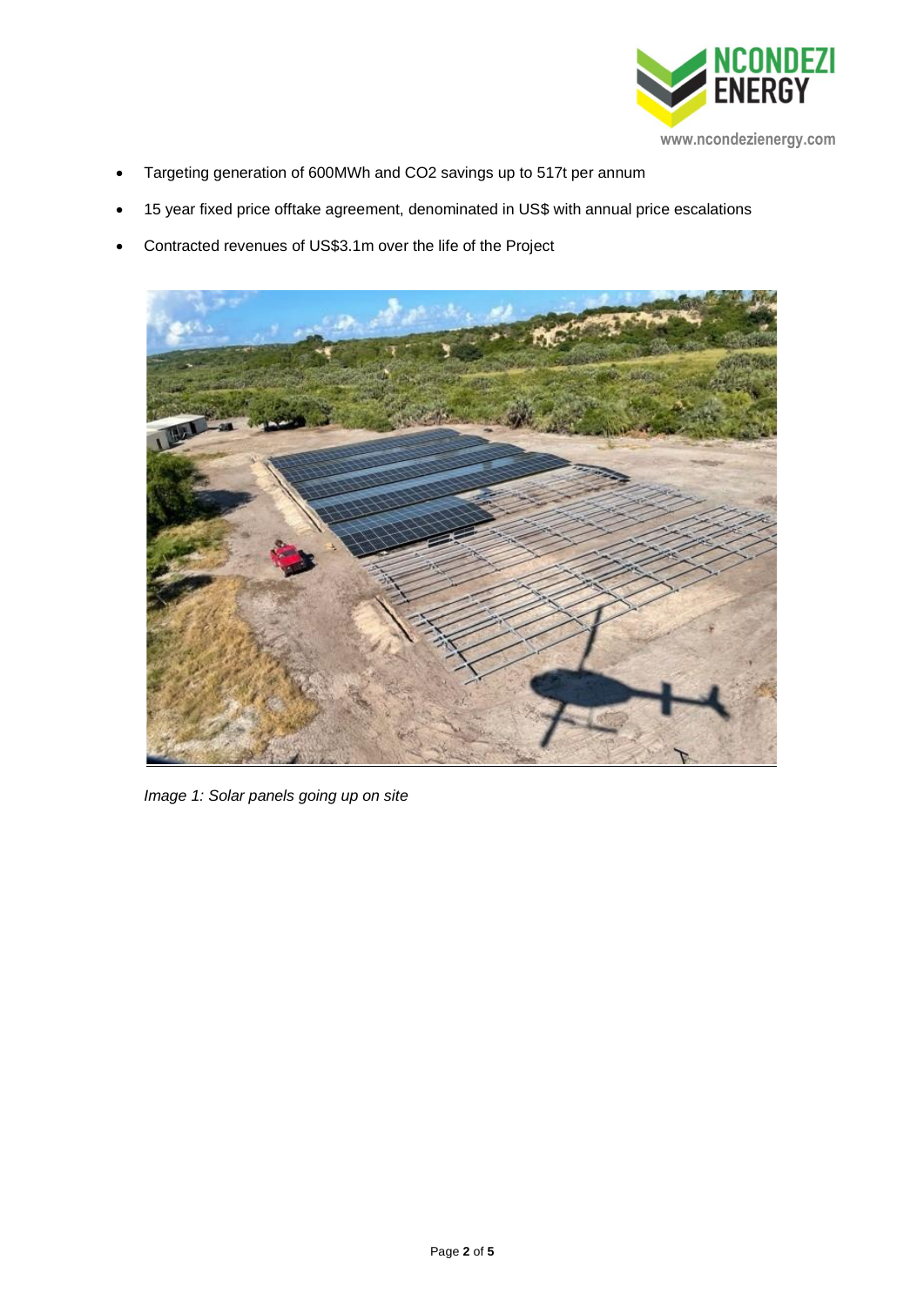- Targeting generation of 600MWh and $CO_2$ savings up to 517t per annum
- 15 year fixed price offtake agreement, denominated in US$ with annual price escalations
- Contracted revenues of US$3.1m over the life of the Project

*Image 1: Solar panels going up on site*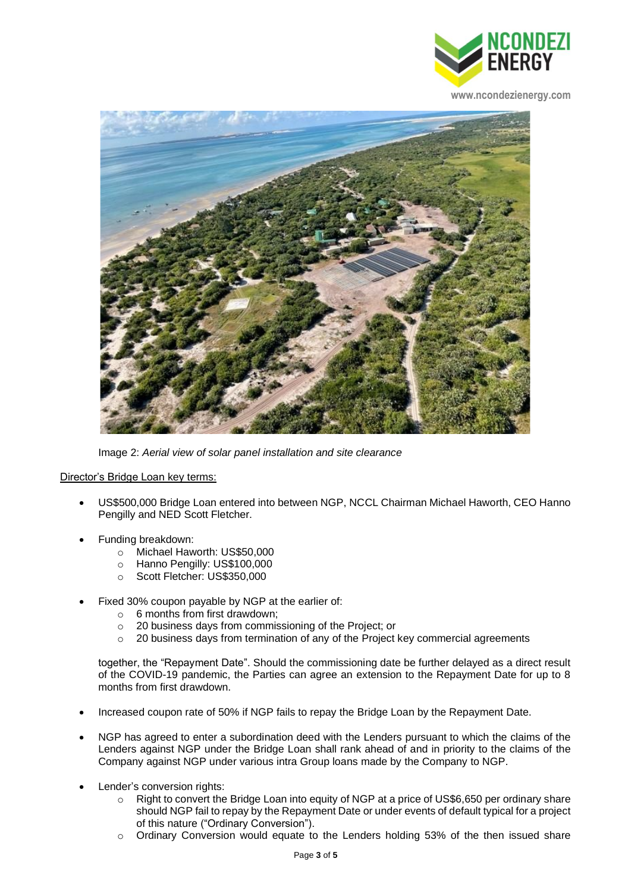Image 2: *Aerial view of solar panel installation and site clearance*

<u>Director's Bridge Loan key terms:</u>

- US$500,000 Bridge Loan entered into between NGP, NCCL Chairman Michael Haworth, CEO Hanno Pengilly and NED Scott Fletcher.

- Funding breakdown:
    - Michael Haworth: US$50,000
    - Hanno Pengilly: US$100,000
    - Scott Fletcher: US$350,000

- Fixed 30% coupon payable by NGP at the earlier of:
    - 6 months from first drawdown;
    - 20 business days from commissioning of the Project; or
    - 20 business days from termination of any of the Project key commercial agreements

  together, the "Repayment Date". Should the commissioning date be further delayed as a direct result of the COVID-19 pandemic, the Parties can agree an extension to the Repayment Date for up to 8 months from first drawdown.

- Increased coupon rate of 50% if NGP fails to repay the Bridge Loan by the Repayment Date.

- NGP has agreed to enter a subordination deed with the Lenders pursuant to which the claims of the Lenders against NGP under the Bridge Loan shall rank ahead of and in priority to the claims of the Company against NGP under various intra Group loans made by the Company to NGP.

- Lender's conversion rights:
    - Right to convert the Bridge Loan into equity of NGP at a price of US$6,650 per ordinary share should NGP fail to repay by the Repayment Date or under events of default typical for a project of this nature ("Ordinary Conversion").
    - Ordinary Conversion would equate to the Lenders holding 53% of the then issued share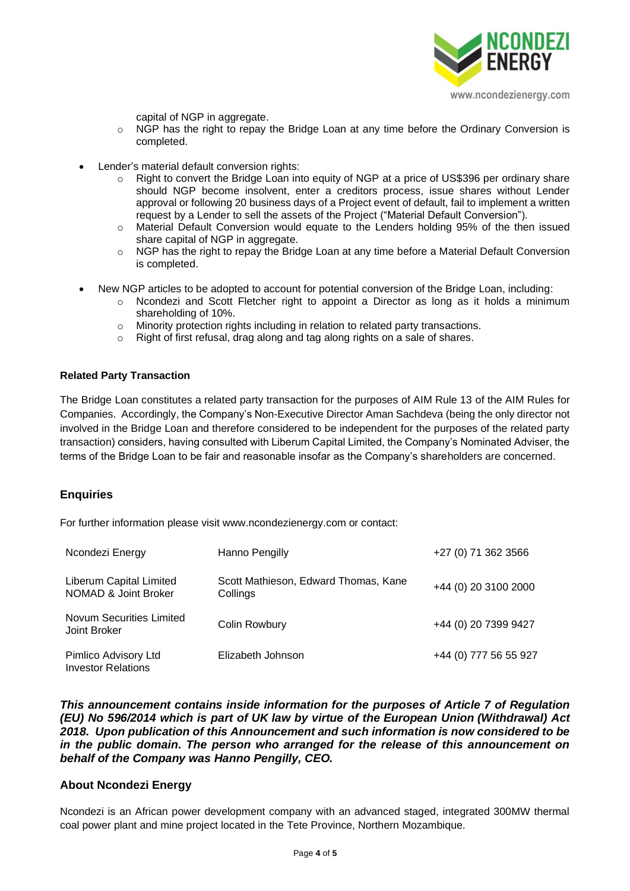capital of NGP in aggregate.

- NGP has the right to repay the Bridge Loan at any time before the Ordinary Conversion is completed.

- Lender's material default conversion rights:
  - Right to convert the Bridge Loan into equity of NGP at a price of US$396 per ordinary share should NGP become insolvent, enter a creditors process, issue shares without Lender approval or following 20 business days of a Project event of default, fail to implement a written request by a Lender to sell the assets of the Project ("Material Default Conversion").
  - Material Default Conversion would equate to the Lenders holding 95% of the then issued share capital of NGP in aggregate.
  - NGP has the right to repay the Bridge Loan at any time before a Material Default Conversion is completed.

- New NGP articles to be adopted to account for potential conversion of the Bridge Loan, including:
  - Ncondezi and Scott Fletcher right to appoint a Director as long as it holds a minimum shareholding of 10%.
  - Minority protection rights including in relation to related party transactions.
  - Right of first refusal, drag along and tag along rights on a sale of shares.

**Related Party Transaction**

The Bridge Loan constitutes a related party transaction for the purposes of AIM Rule 13 of the AIM Rules for Companies. Accordingly, the Company's Non-Executive Director Aman Sachdeva (being the only director not involved in the Bridge Loan and therefore considered to be independent for the purposes of the related party transaction) considers, having consulted with Liberum Capital Limited, the Company's Nominated Adviser, the terms of the Bridge Loan to be fair and reasonable insofar as the Company's shareholders are concerned.

## Enquiries

For further information please visit www.ncondezienergy.com or contact:

| | | |
|---|---|---|
| Ncondezi Energy | Hanno Pengilly | +27 (0) 71 362 3566 |
| Liberum Capital Limited<br>NOMAD & Joint Broker | Scott Mathieson, Edward Thomas, Kane Collings | +44 (0) 20 3100 2000 |
| Novum Securities Limited<br>Joint Broker | Colin Rowbury | +44 (0) 20 7399 9427 |
| Pimlico Advisory Ltd<br>Investor Relations | Elizabeth Johnson | +44 (0) 777 56 55 927 |

***This announcement contains inside information for the purposes of Article 7 of Regulation (EU) No 596/2014 which is part of UK law by virtue of the European Union (Withdrawal) Act 2018. Upon publication of this Announcement and such information is now considered to be in the public domain. The person who arranged for the release of this announcement on behalf of the Company was Hanno Pengilly, CEO.***

## About Ncondezi Energy

Ncondezi is an African power development company with an advanced staged, integrated 300MW thermal coal power plant and mine project located in the Tete Province, Northern Mozambique.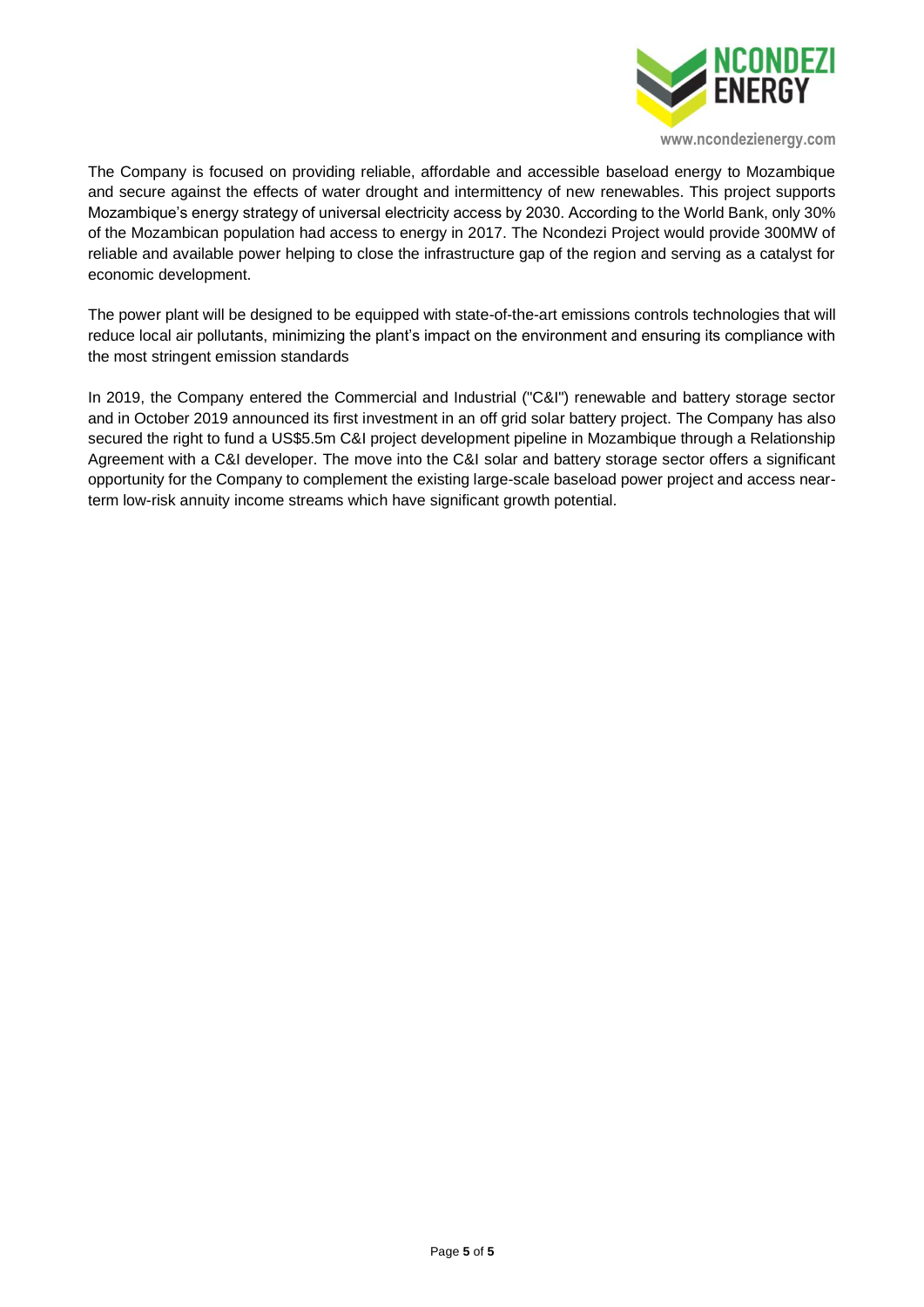The Company is focused on providing reliable, affordable and accessible baseload energy to Mozambique and secure against the effects of water drought and intermittency of new renewables. This project supports Mozambique's energy strategy of universal electricity access by 2030. According to the World Bank, only 30% of the Mozambican population had access to energy in 2017. The Ncondezi Project would provide 300MW of reliable and available power helping to close the infrastructure gap of the region and serving as a catalyst for economic development.

The power plant will be designed to be equipped with state-of-the-art emissions controls technologies that will reduce local air pollutants, minimizing the plant's impact on the environment and ensuring its compliance with the most stringent emission standards

In 2019, the Company entered the Commercial and Industrial ("C&I") renewable and battery storage sector and in October 2019 announced its first investment in an off grid solar battery project. The Company has also secured the right to fund a US$5.5m C&I project development pipeline in Mozambique through a Relationship Agreement with a C&I developer. The move into the C&I solar and battery storage sector offers a significant opportunity for the Company to complement the existing large-scale baseload power project and access near-term low-risk annuity income streams which have significant growth potential.